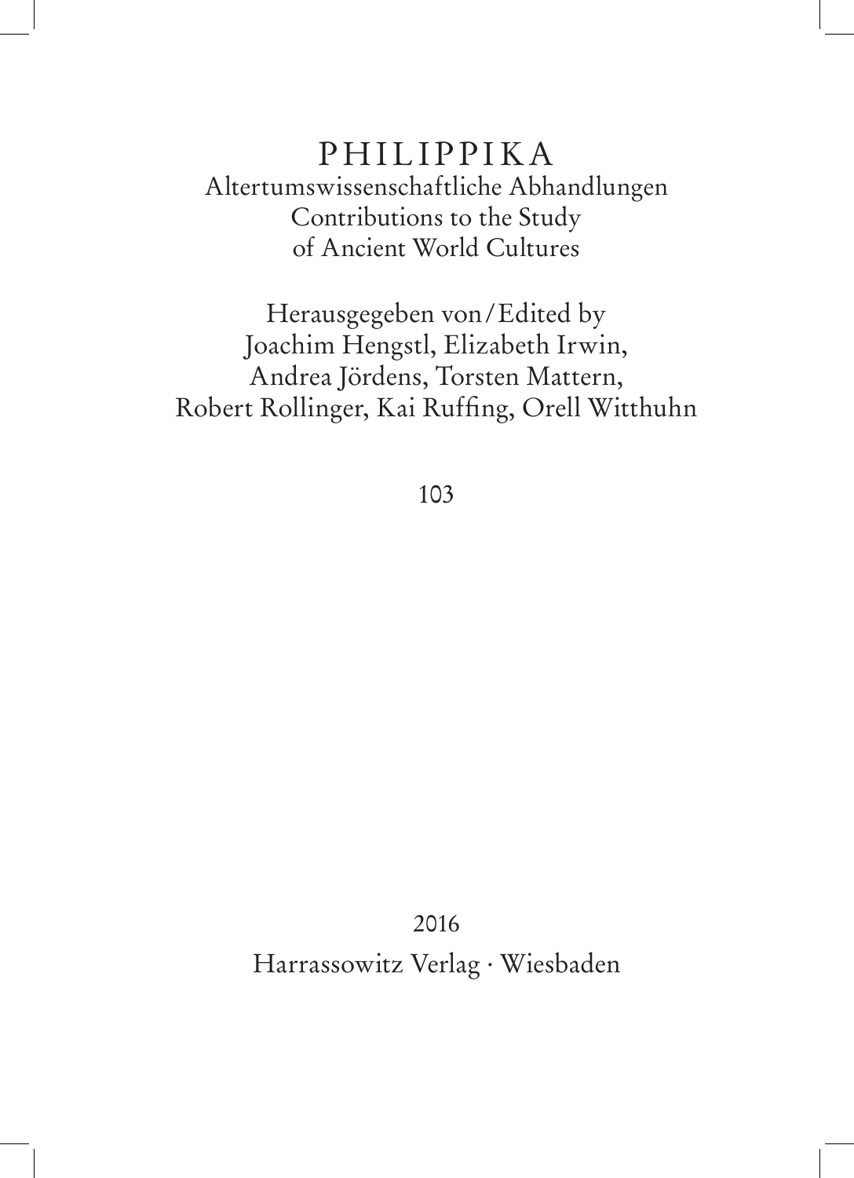# PHILIPPIKA

Altertumswissenschaftliche Abhandlungen
Contributions to the Study
of Ancient World Cultures

Herausgegeben von/Edited by
Joachim Hengstl, Elizabeth Irwin,
Andrea Jördens, Torsten Mattern,
Robert Rollinger, Kai Ruffing, Orell Witthuhn

103

2016

Harrassowitz Verlag · Wiesbaden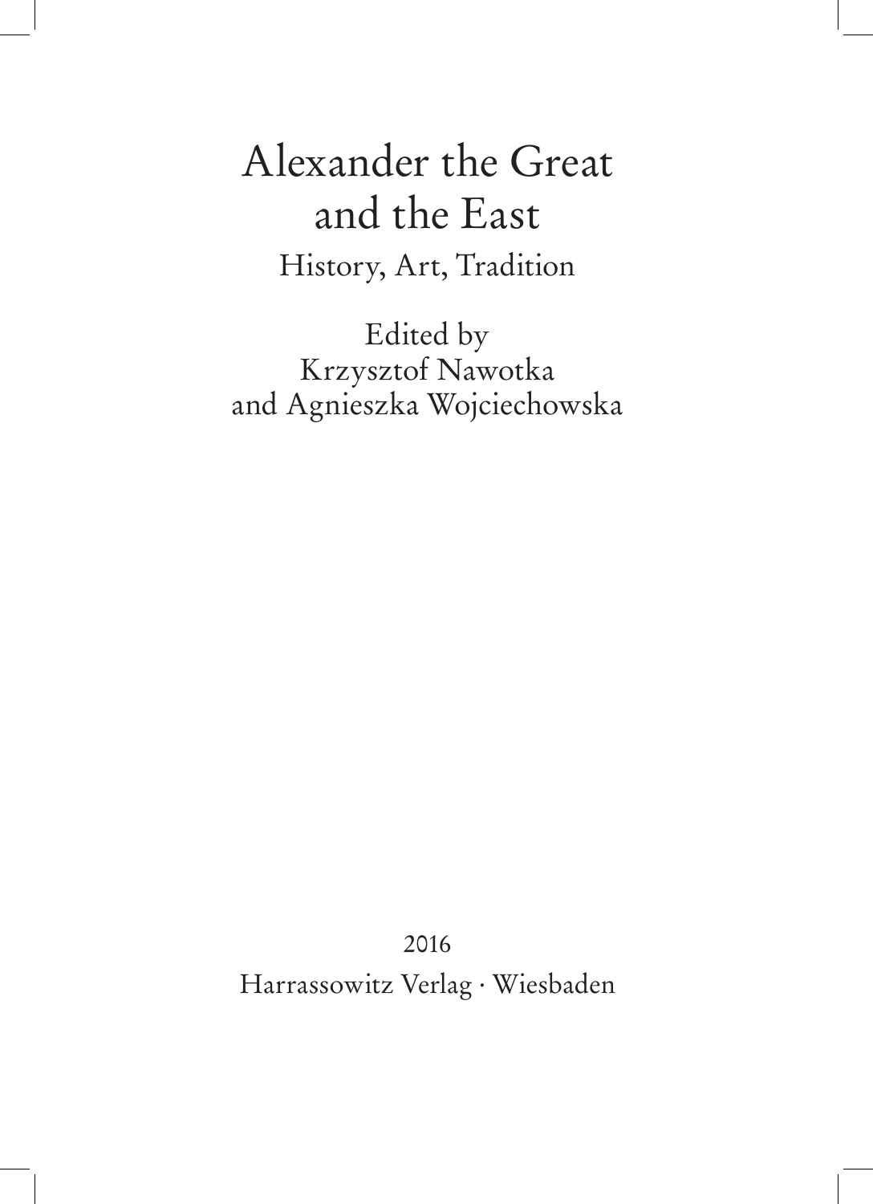# Alexander the Great and the East

## History, Art, Tradition

Edited by
Krzysztof Nawotka
and Agnieszka Wojciechowska

2016

Harrassowitz Verlag · Wiesbaden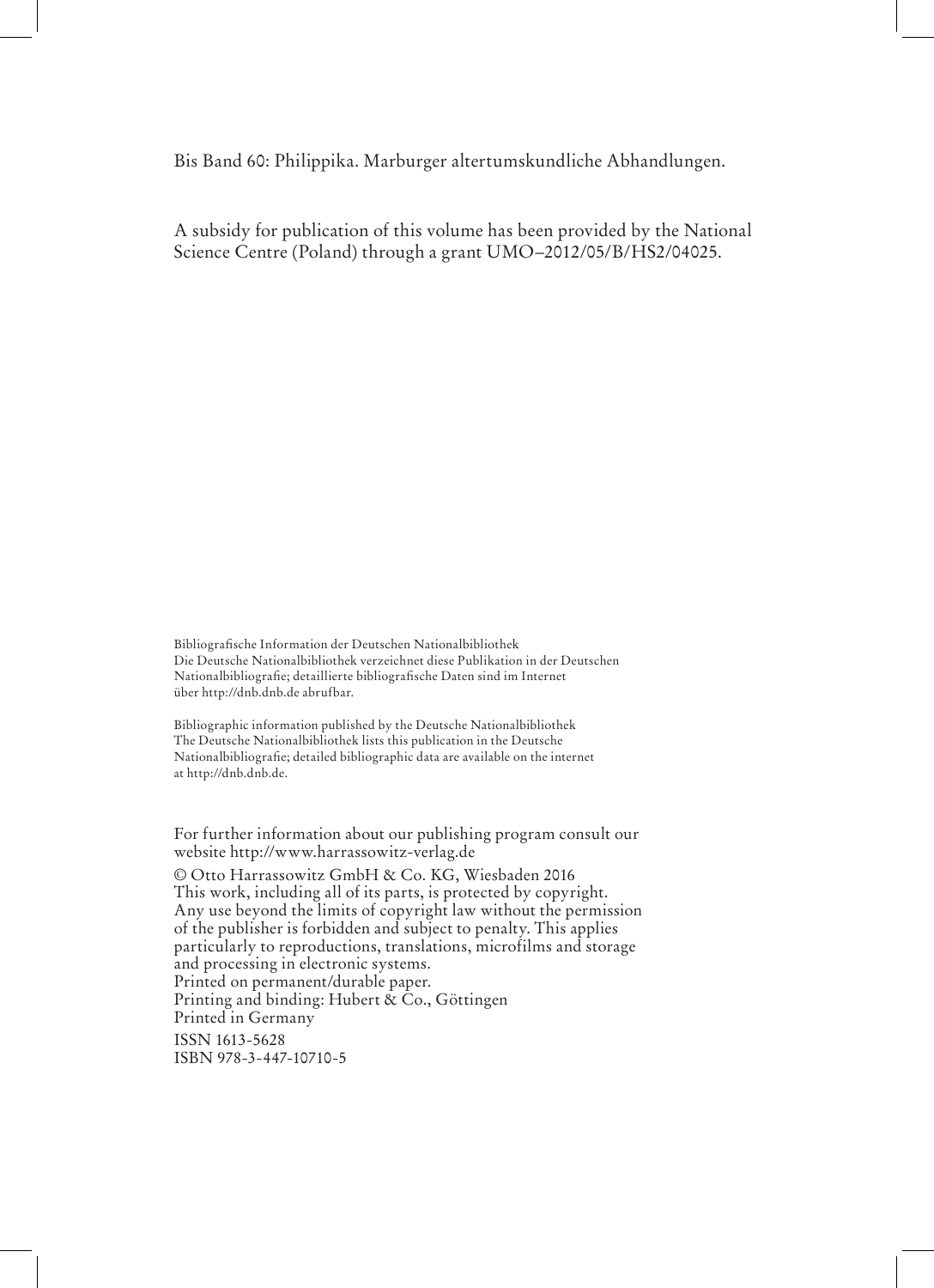Bis Band 60: Philippika. Marburger altertumskundliche Abhandlungen.

A subsidy for publication of this volume has been provided by the National Science Centre (Poland) through a grant UMO–2012/05/B/HS2/04025.

Bibliografische Information der Deutschen Nationalbibliothek
Die Deutsche Nationalbibliothek verzeichnet diese Publikation in der Deutschen Nationalbibliografie; detaillierte bibliografische Daten sind im Internet über http://dnb.dnb.de abrufbar.

Bibliographic information published by the Deutsche Nationalbibliothek
The Deutsche Nationalbibliothek lists this publication in the Deutsche Nationalbibliografie; detailed bibliographic data are available on the internet at http://dnb.dnb.de.

For further information about our publishing program consult our website http://www.harrassowitz-verlag.de

© Otto Harrassowitz GmbH & Co. KG, Wiesbaden 2016
This work, including all of its parts, is protected by copyright. Any use beyond the limits of copyright law without the permission of the publisher is forbidden and subject to penalty. This applies particularly to reproductions, translations, microfilms and storage and processing in electronic systems.
Printed on permanent/durable paper.
Printing and binding: Hubert & Co., Göttingen
Printed in Germany

ISSN 1613-5628
ISBN 978-3-447-10710-5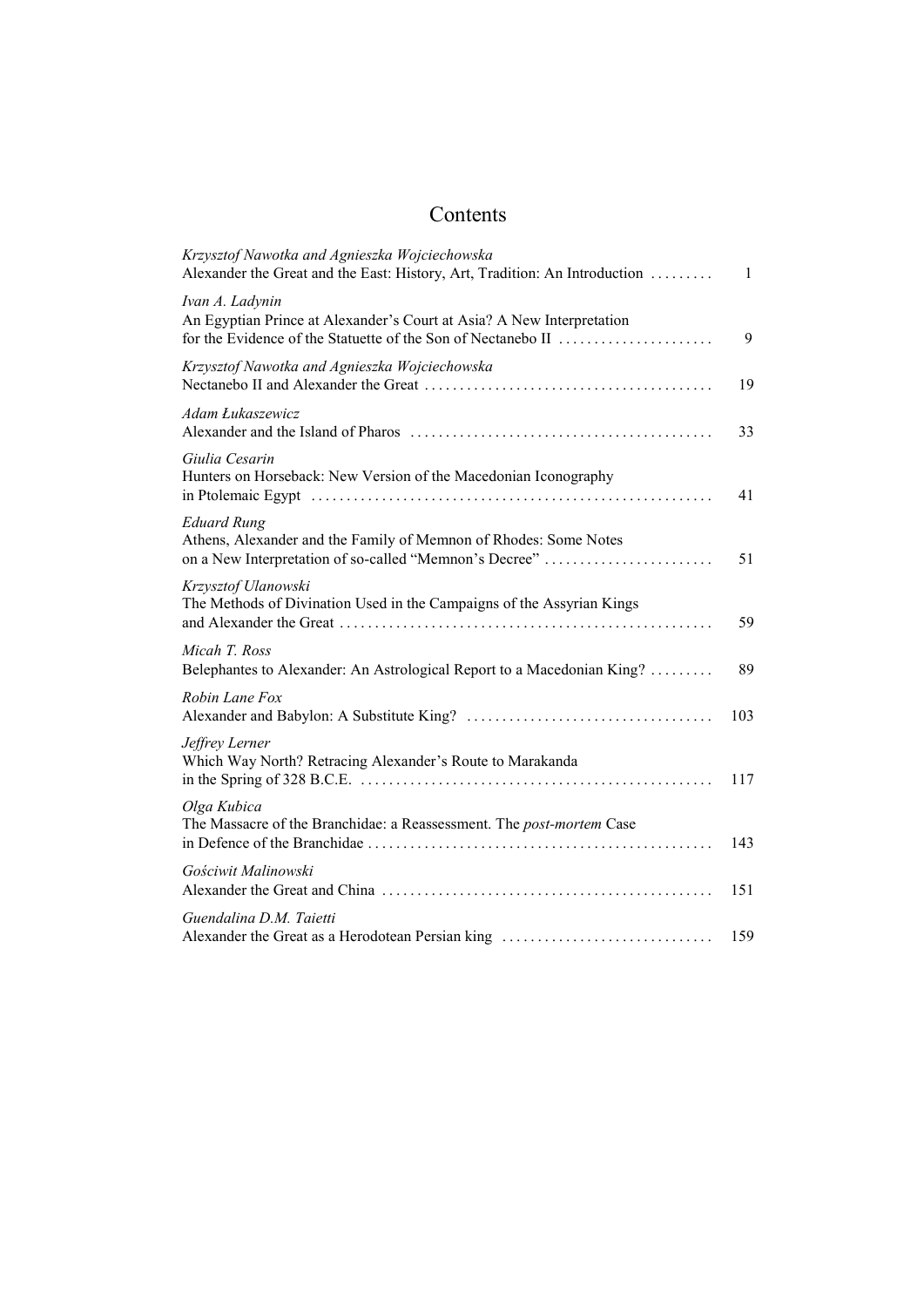# Contents

*Krzysztof Nawotka and Agnieszka Wojciechowska*
Alexander the Great and the East: History, Art, Tradition: An Introduction . . . . . . . . . 1

*Ivan A. Ladynin*
An Egyptian Prince at Alexander's Court at Asia? A New Interpretation for the Evidence of the Statuette of the Son of Nectanebo II . . . . . . . . . . . . . . . . . . . . . . 9

*Krzysztof Nawotka and Agnieszka Wojciechowska*
Nectanebo II and Alexander the Great . . . . . . . . . . . . . . . . . . . . . . . . . . . . . . . . . . . . . . . . . 19

*Adam Łukaszewicz*
Alexander and the Island of Pharos . . . . . . . . . . . . . . . . . . . . . . . . . . . . . . . . . . . . . . . . . . . 33

*Giulia Cesarin*
Hunters on Horseback: New Version of the Macedonian Iconography in Ptolemaic Egypt . . . . . . . . . . . . . . . . . . . . . . . . . . . . . . . . . . . . . . . . . . . . . . . . . . . . . . . . . 41

*Eduard Rung*
Athens, Alexander and the Family of Memnon of Rhodes: Some Notes on a New Interpretation of so-called "Memnon's Decree" . . . . . . . . . . . . . . . . . . . . . . . . 51

*Krzysztof Ulanowski*
The Methods of Divination Used in the Campaigns of the Assyrian Kings and Alexander the Great . . . . . . . . . . . . . . . . . . . . . . . . . . . . . . . . . . . . . . . . . . . . . . . . . . . . . 59

*Micah T. Ross*
Belephantes to Alexander: An Astrological Report to a Macedonian King? . . . . . . . . . 89

*Robin Lane Fox*
Alexander and Babylon: A Substitute King? . . . . . . . . . . . . . . . . . . . . . . . . . . . . . . . . . . . 103

*Jeffrey Lerner*
Which Way North? Retracing Alexander's Route to Marakanda in the Spring of 328 B.C.E. . . . . . . . . . . . . . . . . . . . . . . . . . . . . . . . . . . . . . . . . . . . . . . . . . 117

*Olga Kubica*
The Massacre of the Branchidae: a Reassessment. The *post-mortem* Case in Defence of the Branchidae . . . . . . . . . . . . . . . . . . . . . . . . . . . . . . . . . . . . . . . . . . . . . . . . . 143

*Gościwit Malinowski*
Alexander the Great and China . . . . . . . . . . . . . . . . . . . . . . . . . . . . . . . . . . . . . . . . . . . . . . 151

*Guendalina D.M. Taietti*
Alexander the Great as a Herodotean Persian king . . . . . . . . . . . . . . . . . . . . . . . . . . . . . 159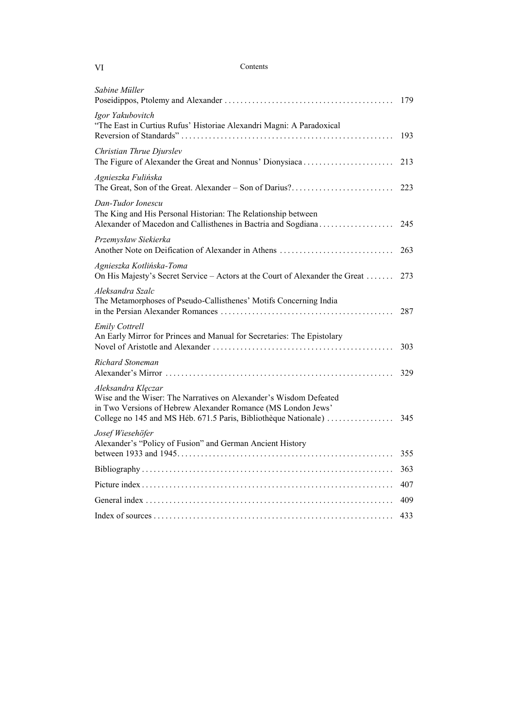*Sabine Müller*
Poseidippos, Ptolemy and Alexander . . . . . . . . . . . . . . . . . . . . . . . . . . . . . . . . . . . . . . . . . . . 179

*Igor Yakubovitch*
"The East in Curtius Rufus' Historiae Alexandri Magni: A Paradoxical Reversion of Standards" . . . . . . . . . . . . . . . . . . . . . . . . . . . . . . . . . . . . . . . . . . . . . . . . . . . . . 193

*Christian Thrue Djurslev*
The Figure of Alexander the Great and Nonnus' Dionysiaca . . . . . . . . . . . . . . . . . . . . . . . 213

*Agnieszka Fulińska*
The Great, Son of the Great. Alexander – Son of Darius? . . . . . . . . . . . . . . . . . . . . . . . . . . 223

*Dan-Tudor Ionescu*
The King and His Personal Historian: The Relationship between Alexander of Macedon and Callisthenes in Bactria and Sogdiana . . . . . . . . . . . . . . . . . . . 245

*Przemysław Siekierka*
Another Note on Deification of Alexander in Athens . . . . . . . . . . . . . . . . . . . . . . . . . . . . . 263

*Agnieszka Kotlińska-Toma*
On His Majesty's Secret Service – Actors at the Court of Alexander the Great . . . . . . . 273

*Aleksandra Szalc*
The Metamorphoses of Pseudo-Callisthenes' Motifs Concerning India in the Persian Alexander Romances . . . . . . . . . . . . . . . . . . . . . . . . . . . . . . . . . . . . . . . . . . . . 287

*Emily Cottrell*
An Early Mirror for Princes and Manual for Secretaries: The Epistolary Novel of Aristotle and Alexander . . . . . . . . . . . . . . . . . . . . . . . . . . . . . . . . . . . . . . . . . . . . . 303

*Richard Stoneman*
Alexander's Mirror . . . . . . . . . . . . . . . . . . . . . . . . . . . . . . . . . . . . . . . . . . . . . . . . . . . . . . . . . 329

*Aleksandra Klęczar*
Wise and the Wiser: The Narratives on Alexander's Wisdom Defeated in Two Versions of Hebrew Alexander Romance (MS London Jews' College no 145 and MS Héb. 671.5 Paris, Bibliothèque Nationale) . . . . . . . . . . . . . . . . . 345

*Josef Wiesehöfer*
Alexander's "Policy of Fusion" and German Ancient History between 1933 and 1945. . . . . . . . . . . . . . . . . . . . . . . . . . . . . . . . . . . . . . . . . . . . . . . . . . . . . . 355

Bibliography . . . . . . . . . . . . . . . . . . . . . . . . . . . . . . . . . . . . . . . . . . . . . . . . . . . . . . . . . . . . . . . 363

Picture index . . . . . . . . . . . . . . . . . . . . . . . . . . . . . . . . . . . . . . . . . . . . . . . . . . . . . . . . . . . . . . . 407

General index . . . . . . . . . . . . . . . . . . . . . . . . . . . . . . . . . . . . . . . . . . . . . . . . . . . . . . . . . . . . . . 409

Index of sources . . . . . . . . . . . . . . . . . . . . . . . . . . . . . . . . . . . . . . . . . . . . . . . . . . . . . . . . . . . . 433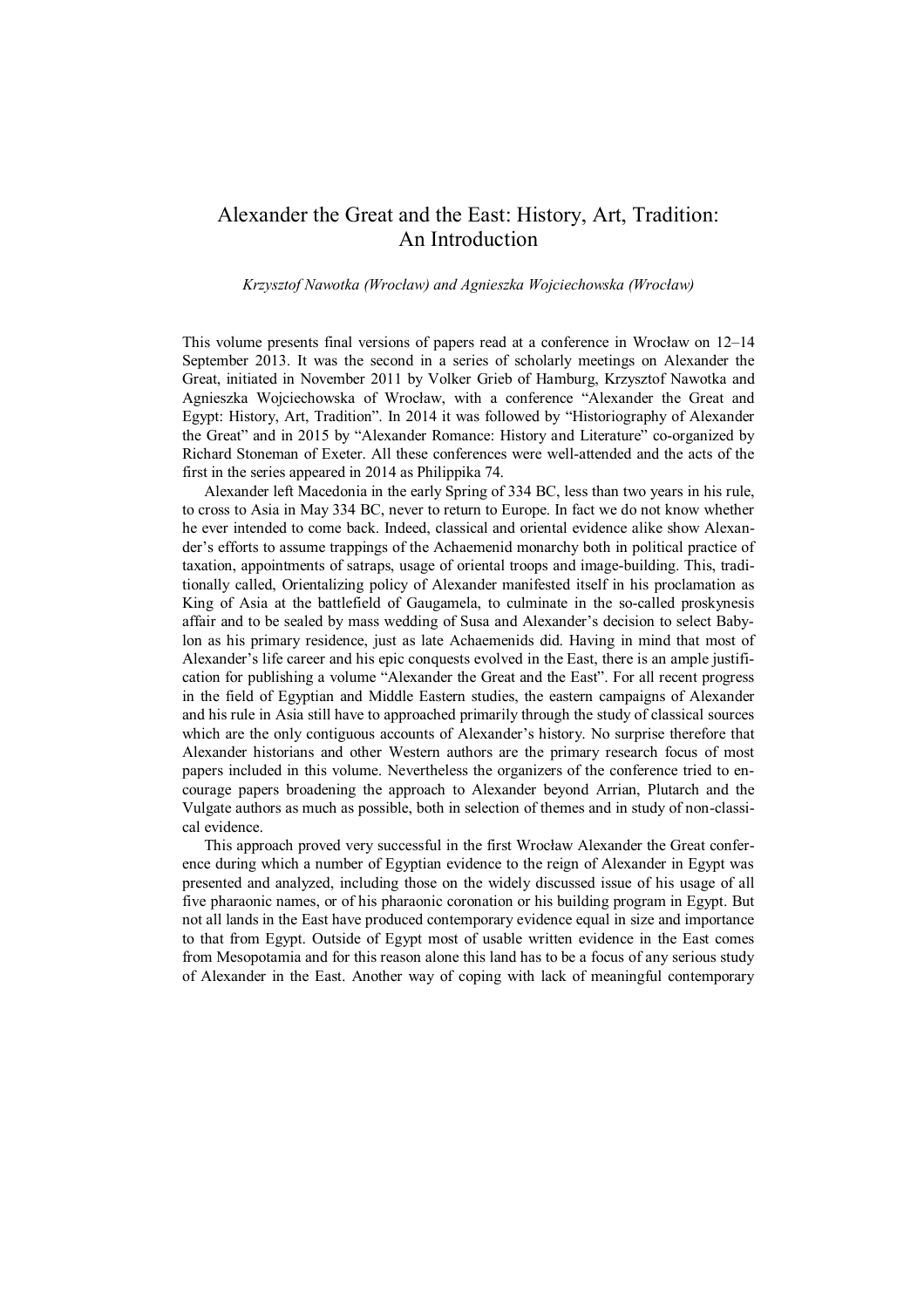# Alexander the Great and the East: History, Art, Tradition: An Introduction

*Krzysztof Nawotka (Wrocław) and Agnieszka Wojciechowska (Wrocław)*

This volume presents final versions of papers read at a conference in Wrocław on 12–14 September 2013. It was the second in a series of scholarly meetings on Alexander the Great, initiated in November 2011 by Volker Grieb of Hamburg, Krzysztof Nawotka and Agnieszka Wojciechowska of Wrocław, with a conference "Alexander the Great and Egypt: History, Art, Tradition". In 2014 it was followed by "Historiography of Alexander the Great" and in 2015 by "Alexander Romance: History and Literature" co-organized by Richard Stoneman of Exeter. All these conferences were well-attended and the acts of the first in the series appeared in 2014 as Philippika 74.

Alexander left Macedonia in the early Spring of 334 BC, less than two years in his rule, to cross to Asia in May 334 BC, never to return to Europe. In fact we do not know whether he ever intended to come back. Indeed, classical and oriental evidence alike show Alexander's efforts to assume trappings of the Achaemenid monarchy both in political practice of taxation, appointments of satraps, usage of oriental troops and image-building. This, traditionally called, Orientalizing policy of Alexander manifested itself in his proclamation as King of Asia at the battlefield of Gaugamela, to culminate in the so-called proskynesis affair and to be sealed by mass wedding of Susa and Alexander's decision to select Babylon as his primary residence, just as late Achaemenids did. Having in mind that most of Alexander's life career and his epic conquests evolved in the East, there is an ample justification for publishing a volume "Alexander the Great and the East". For all recent progress in the field of Egyptian and Middle Eastern studies, the eastern campaigns of Alexander and his rule in Asia still have to approached primarily through the study of classical sources which are the only contiguous accounts of Alexander's history. No surprise therefore that Alexander historians and other Western authors are the primary research focus of most papers included in this volume. Nevertheless the organizers of the conference tried to encourage papers broadening the approach to Alexander beyond Arrian, Plutarch and the Vulgate authors as much as possible, both in selection of themes and in study of non-classical evidence.

This approach proved very successful in the first Wrocław Alexander the Great conference during which a number of Egyptian evidence to the reign of Alexander in Egypt was presented and analyzed, including those on the widely discussed issue of his usage of all five pharaonic names, or of his pharaonic coronation or his building program in Egypt. But not all lands in the East have produced contemporary evidence equal in size and importance to that from Egypt. Outside of Egypt most of usable written evidence in the East comes from Mesopotamia and for this reason alone this land has to be a focus of any serious study of Alexander in the East. Another way of coping with lack of meaningful contemporary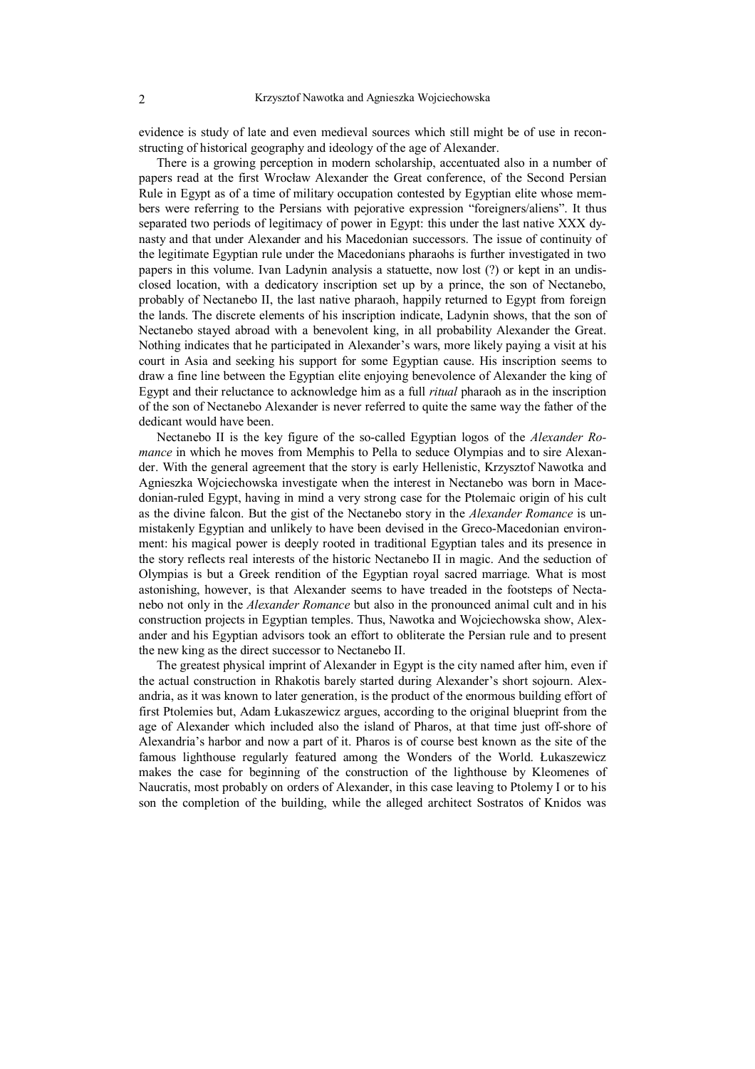evidence is study of late and even medieval sources which still might be of use in reconstructing of historical geography and ideology of the age of Alexander.

There is a growing perception in modern scholarship, accentuated also in a number of papers read at the first Wrocław Alexander the Great conference, of the Second Persian Rule in Egypt as of a time of military occupation contested by Egyptian elite whose members were referring to the Persians with pejorative expression "foreigners/aliens". It thus separated two periods of legitimacy of power in Egypt: this under the last native XXX dynasty and that under Alexander and his Macedonian successors. The issue of continuity of the legitimate Egyptian rule under the Macedonians pharaohs is further investigated in two papers in this volume. Ivan Ladynin analysis a statuette, now lost (?) or kept in an undisclosed location, with a dedicatory inscription set up by a prince, the son of Nectanebo, probably of Nectanebo II, the last native pharaoh, happily returned to Egypt from foreign the lands. The discrete elements of his inscription indicate, Ladynin shows, that the son of Nectanebo stayed abroad with a benevolent king, in all probability Alexander the Great. Nothing indicates that he participated in Alexander's wars, more likely paying a visit at his court in Asia and seeking his support for some Egyptian cause. His inscription seems to draw a fine line between the Egyptian elite enjoying benevolence of Alexander the king of Egypt and their reluctance to acknowledge him as a full *ritual* pharaoh as in the inscription of the son of Nectanebo Alexander is never referred to quite the same way the father of the dedicant would have been.

Nectanebo II is the key figure of the so-called Egyptian logos of the *Alexander Romance* in which he moves from Memphis to Pella to seduce Olympias and to sire Alexander. With the general agreement that the story is early Hellenistic, Krzysztof Nawotka and Agnieszka Wojciechowska investigate when the interest in Nectanebo was born in Macedonian-ruled Egypt, having in mind a very strong case for the Ptolemaic origin of his cult as the divine falcon. But the gist of the Nectanebo story in the *Alexander Romance* is unmistakenly Egyptian and unlikely to have been devised in the Greco-Macedonian environment: his magical power is deeply rooted in traditional Egyptian tales and its presence in the story reflects real interests of the historic Nectanebo II in magic. And the seduction of Olympias is but a Greek rendition of the Egyptian royal sacred marriage. What is most astonishing, however, is that Alexander seems to have treaded in the footsteps of Nectanebo not only in the *Alexander Romance* but also in the pronounced animal cult and in his construction projects in Egyptian temples. Thus, Nawotka and Wojciechowska show, Alexander and his Egyptian advisors took an effort to obliterate the Persian rule and to present the new king as the direct successor to Nectanebo II.

The greatest physical imprint of Alexander in Egypt is the city named after him, even if the actual construction in Rhakotis barely started during Alexander's short sojourn. Alexandria, as it was known to later generation, is the product of the enormous building effort of first Ptolemies but, Adam Łukaszewicz argues, according to the original blueprint from the age of Alexander which included also the island of Pharos, at that time just off-shore of Alexandria's harbor and now a part of it. Pharos is of course best known as the site of the famous lighthouse regularly featured among the Wonders of the World. Łukaszewicz makes the case for beginning of the construction of the lighthouse by Kleomenes of Naucratis, most probably on orders of Alexander, in this case leaving to Ptolemy I or to his son the completion of the building, while the alleged architect Sostratos of Knidos was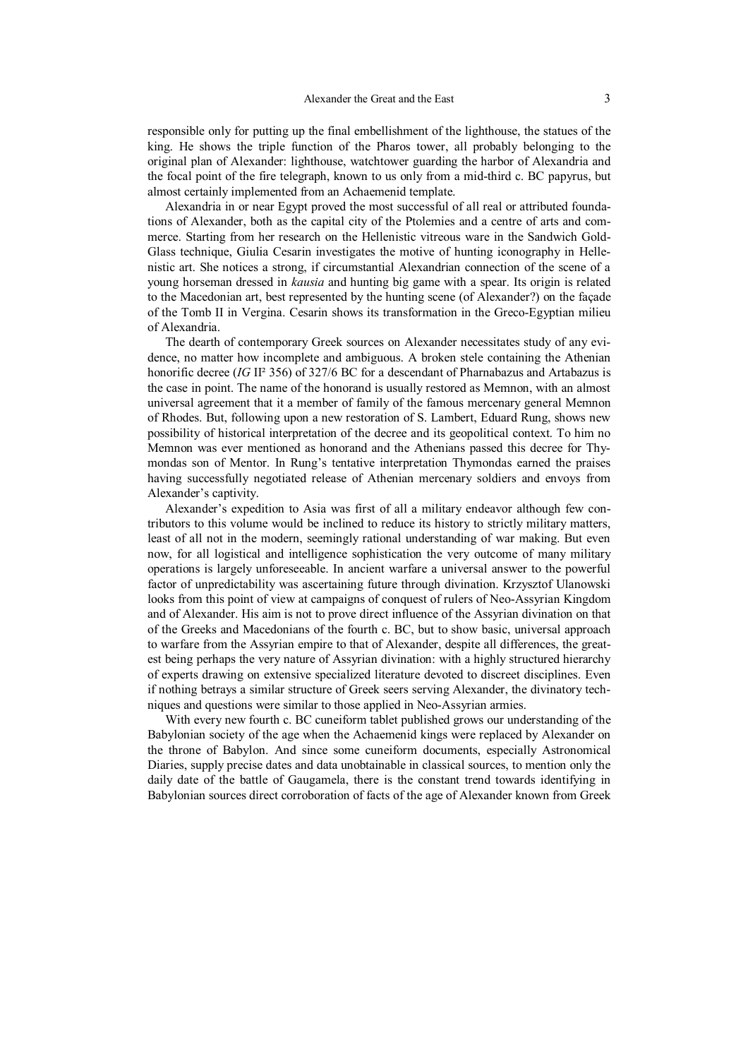responsible only for putting up the final embellishment of the lighthouse, the statues of the king. He shows the triple function of the Pharos tower, all probably belonging to the original plan of Alexander: lighthouse, watchtower guarding the harbor of Alexandria and the focal point of the fire telegraph, known to us only from a mid-third c. BC papyrus, but almost certainly implemented from an Achaemenid template.

Alexandria in or near Egypt proved the most successful of all real or attributed foundations of Alexander, both as the capital city of the Ptolemies and a centre of arts and commerce. Starting from her research on the Hellenistic vitreous ware in the Sandwich Gold-Glass technique, Giulia Cesarin investigates the motive of hunting iconography in Hellenistic art. She notices a strong, if circumstantial Alexandrian connection of the scene of a young horseman dressed in *kausia* and hunting big game with a spear. Its origin is related to the Macedonian art, best represented by the hunting scene (of Alexander?) on the façade of the Tomb II in Vergina. Cesarin shows its transformation in the Greco-Egyptian milieu of Alexandria.

The dearth of contemporary Greek sources on Alexander necessitates study of any evidence, no matter how incomplete and ambiguous. A broken stele containing the Athenian honorific decree (*IG* II² 356) of 327/6 BC for a descendant of Pharnabazus and Artabazus is the case in point. The name of the honorand is usually restored as Memnon, with an almost universal agreement that it a member of family of the famous mercenary general Memnon of Rhodes. But, following upon a new restoration of S. Lambert, Eduard Rung, shows new possibility of historical interpretation of the decree and its geopolitical context. To him no Memnon was ever mentioned as honorand and the Athenians passed this decree for Thymondas son of Mentor. In Rung's tentative interpretation Thymondas earned the praises having successfully negotiated release of Athenian mercenary soldiers and envoys from Alexander's captivity.

Alexander's expedition to Asia was first of all a military endeavor although few contributors to this volume would be inclined to reduce its history to strictly military matters, least of all not in the modern, seemingly rational understanding of war making. But even now, for all logistical and intelligence sophistication the very outcome of many military operations is largely unforeseeable. In ancient warfare a universal answer to the powerful factor of unpredictability was ascertaining future through divination. Krzysztof Ulanowski looks from this point of view at campaigns of conquest of rulers of Neo-Assyrian Kingdom and of Alexander. His aim is not to prove direct influence of the Assyrian divination on that of the Greeks and Macedonians of the fourth c. BC, but to show basic, universal approach to warfare from the Assyrian empire to that of Alexander, despite all differences, the greatest being perhaps the very nature of Assyrian divination: with a highly structured hierarchy of experts drawing on extensive specialized literature devoted to discreet disciplines. Even if nothing betrays a similar structure of Greek seers serving Alexander, the divinatory techniques and questions were similar to those applied in Neo-Assyrian armies.

With every new fourth c. BC cuneiform tablet published grows our understanding of the Babylonian society of the age when the Achaemenid kings were replaced by Alexander on the throne of Babylon. And since some cuneiform documents, especially Astronomical Diaries, supply precise dates and data unobtainable in classical sources, to mention only the daily date of the battle of Gaugamela, there is the constant trend towards identifying in Babylonian sources direct corroboration of facts of the age of Alexander known from Greek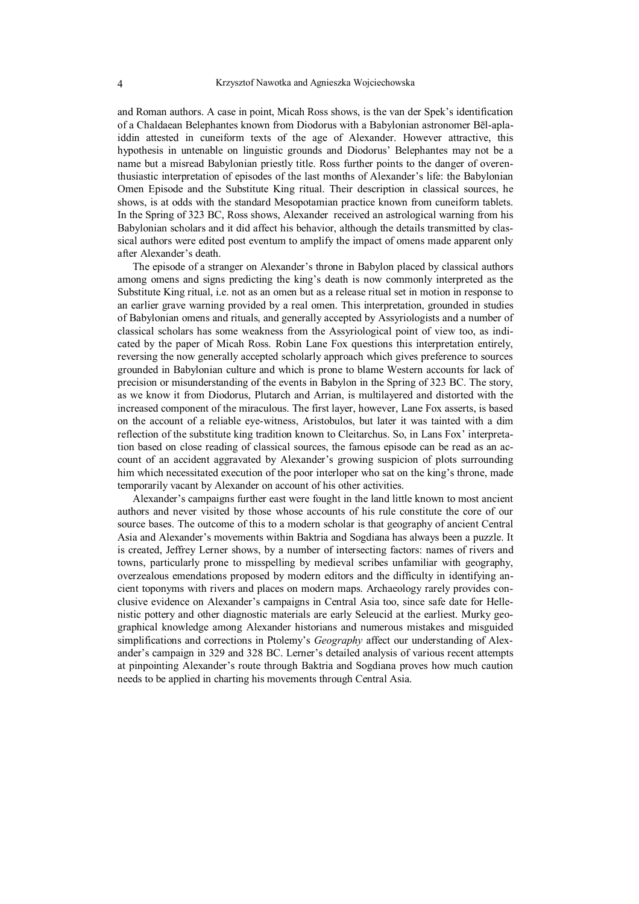and Roman authors. A case in point, Micah Ross shows, is the van der Spek's identification of a Chaldaean Belephantes known from Diodorus with a Babylonian astronomer Bēl-apla-iddin attested in cuneiform texts of the age of Alexander. However attractive, this hypothesis in untenable on linguistic grounds and Diodorus' Belephantes may not be a name but a misread Babylonian priestly title. Ross further points to the danger of overenthusiastic interpretation of episodes of the last months of Alexander's life: the Babylonian Omen Episode and the Substitute King ritual. Their description in classical sources, he shows, is at odds with the standard Mesopotamian practice known from cuneiform tablets. In the Spring of 323 BC, Ross shows, Alexander received an astrological warning from his Babylonian scholars and it did affect his behavior, although the details transmitted by classical authors were edited post eventum to amplify the impact of omens made apparent only after Alexander's death.

The episode of a stranger on Alexander's throne in Babylon placed by classical authors among omens and signs predicting the king's death is now commonly interpreted as the Substitute King ritual, i.e. not as an omen but as a release ritual set in motion in response to an earlier grave warning provided by a real omen. This interpretation, grounded in studies of Babylonian omens and rituals, and generally accepted by Assyriologists and a number of classical scholars has some weakness from the Assyriological point of view too, as indicated by the paper of Micah Ross. Robin Lane Fox questions this interpretation entirely, reversing the now generally accepted scholarly approach which gives preference to sources grounded in Babylonian culture and which is prone to blame Western accounts for lack of precision or misunderstanding of the events in Babylon in the Spring of 323 BC. The story, as we know it from Diodorus, Plutarch and Arrian, is multilayered and distorted with the increased component of the miraculous. The first layer, however, Lane Fox asserts, is based on the account of a reliable eye-witness, Aristobulos, but later it was tainted with a dim reflection of the substitute king tradition known to Cleitarchus. So, in Lans Fox' interpretation based on close reading of classical sources, the famous episode can be read as an account of an accident aggravated by Alexander's growing suspicion of plots surrounding him which necessitated execution of the poor interloper who sat on the king's throne, made temporarily vacant by Alexander on account of his other activities.

Alexander's campaigns further east were fought in the land little known to most ancient authors and never visited by those whose accounts of his rule constitute the core of our source bases. The outcome of this to a modern scholar is that geography of ancient Central Asia and Alexander's movements within Baktria and Sogdiana has always been a puzzle. It is created, Jeffrey Lerner shows, by a number of intersecting factors: names of rivers and towns, particularly prone to misspelling by medieval scribes unfamiliar with geography, overzealous emendations proposed by modern editors and the difficulty in identifying ancient toponyms with rivers and places on modern maps. Archaeology rarely provides conclusive evidence on Alexander's campaigns in Central Asia too, since safe date for Hellenistic pottery and other diagnostic materials are early Seleucid at the earliest. Murky geographical knowledge among Alexander historians and numerous mistakes and misguided simplifications and corrections in Ptolemy's *Geography* affect our understanding of Alexander's campaign in 329 and 328 BC. Lerner's detailed analysis of various recent attempts at pinpointing Alexander's route through Baktria and Sogdiana proves how much caution needs to be applied in charting his movements through Central Asia.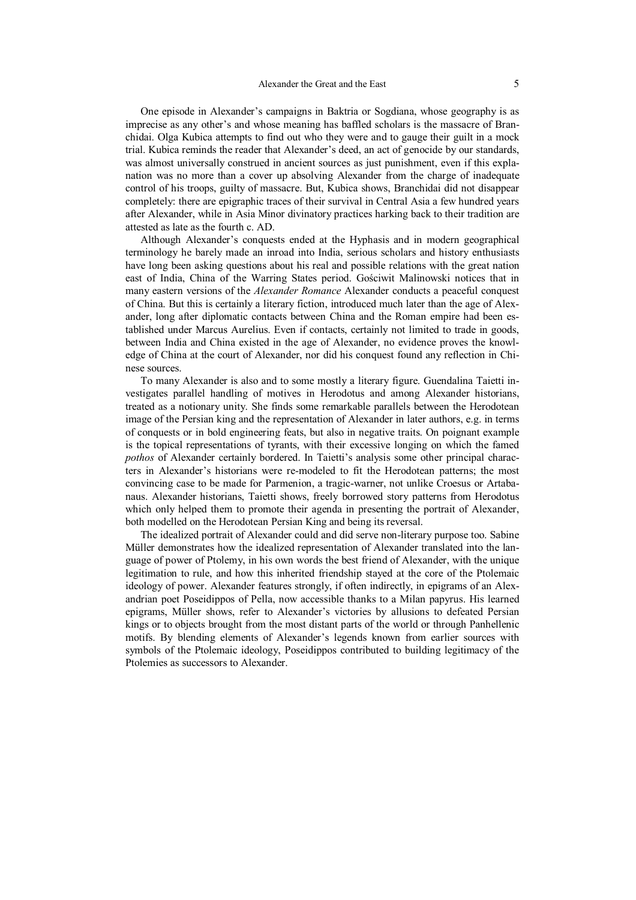One episode in Alexander's campaigns in Baktria or Sogdiana, whose geography is as imprecise as any other's and whose meaning has baffled scholars is the massacre of Branchidai. Olga Kubica attempts to find out who they were and to gauge their guilt in a mock trial. Kubica reminds the reader that Alexander's deed, an act of genocide by our standards, was almost universally construed in ancient sources as just punishment, even if this explanation was no more than a cover up absolving Alexander from the charge of inadequate control of his troops, guilty of massacre. But, Kubica shows, Branchidai did not disappear completely: there are epigraphic traces of their survival in Central Asia a few hundred years after Alexander, while in Asia Minor divinatory practices harking back to their tradition are attested as late as the fourth c. AD.

Although Alexander's conquests ended at the Hyphasis and in modern geographical terminology he barely made an inroad into India, serious scholars and history enthusiasts have long been asking questions about his real and possible relations with the great nation east of India, China of the Warring States period. Gościwit Malinowski notices that in many eastern versions of the *Alexander Romance* Alexander conducts a peaceful conquest of China. But this is certainly a literary fiction, introduced much later than the age of Alexander, long after diplomatic contacts between China and the Roman empire had been established under Marcus Aurelius. Even if contacts, certainly not limited to trade in goods, between India and China existed in the age of Alexander, no evidence proves the knowledge of China at the court of Alexander, nor did his conquest found any reflection in Chinese sources.

To many Alexander is also and to some mostly a literary figure. Guendalina Taietti investigates parallel handling of motives in Herodotus and among Alexander historians, treated as a notionary unity. She finds some remarkable parallels between the Herodotean image of the Persian king and the representation of Alexander in later authors, e.g. in terms of conquests or in bold engineering feats, but also in negative traits. On poignant example is the topical representations of tyrants, with their excessive longing on which the famed *pothos* of Alexander certainly bordered. In Taietti's analysis some other principal characters in Alexander's historians were re-modeled to fit the Herodotean patterns; the most convincing case to be made for Parmenion, a tragic-warner, not unlike Croesus or Artabanaus. Alexander historians, Taietti shows, freely borrowed story patterns from Herodotus which only helped them to promote their agenda in presenting the portrait of Alexander, both modelled on the Herodotean Persian King and being its reversal.

The idealized portrait of Alexander could and did serve non-literary purpose too. Sabine Müller demonstrates how the idealized representation of Alexander translated into the language of power of Ptolemy, in his own words the best friend of Alexander, with the unique legitimation to rule, and how this inherited friendship stayed at the core of the Ptolemaic ideology of power. Alexander features strongly, if often indirectly, in epigrams of an Alexandrian poet Poseidippos of Pella, now accessible thanks to a Milan papyrus. His learned epigrams, Müller shows, refer to Alexander's victories by allusions to defeated Persian kings or to objects brought from the most distant parts of the world or through Panhellenic motifs. By blending elements of Alexander's legends known from earlier sources with symbols of the Ptolemaic ideology, Poseidippos contributed to building legitimacy of the Ptolemies as successors to Alexander.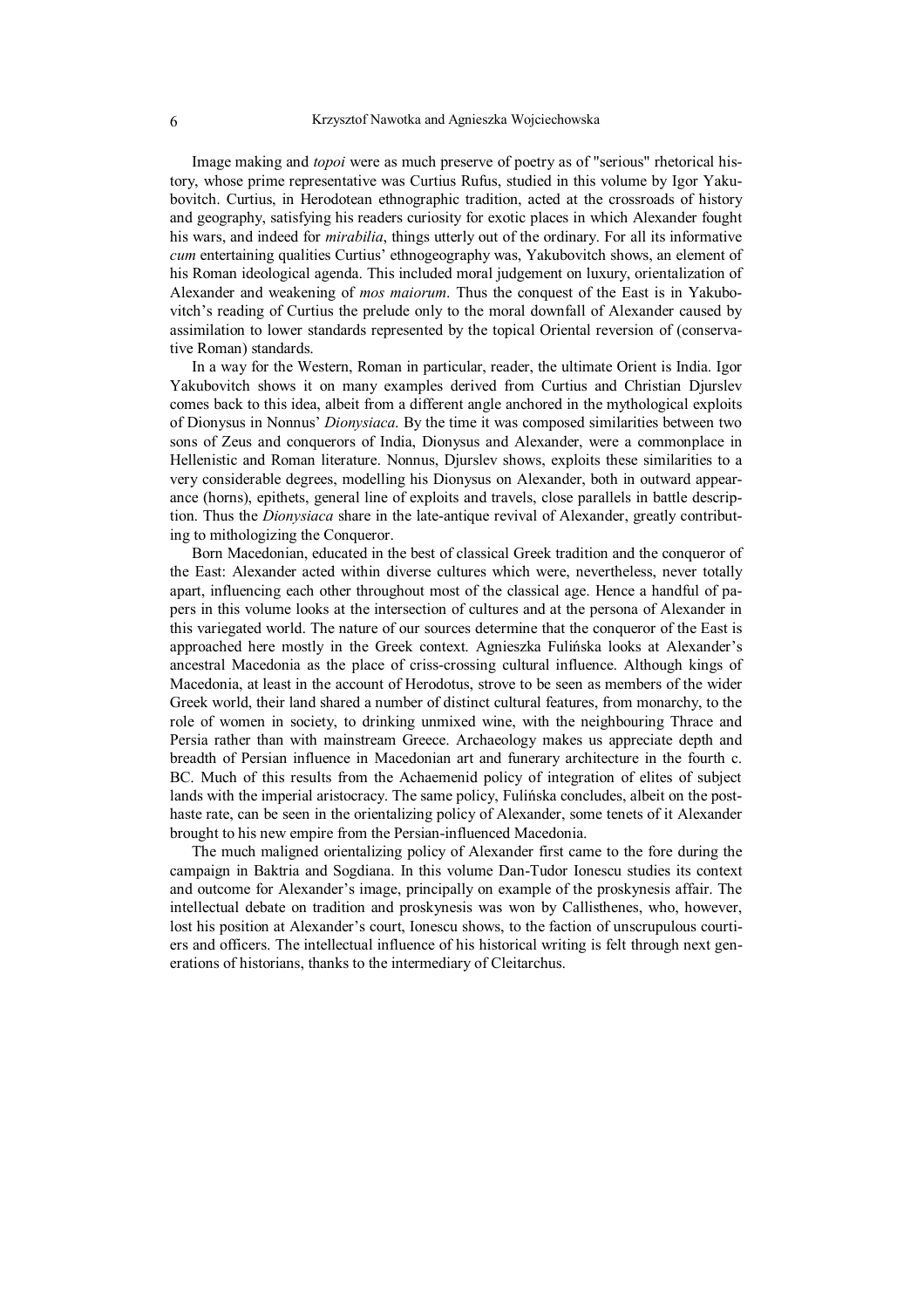Image making and *topoi* were as much preserve of poetry as of "serious" rhetorical history, whose prime representative was Curtius Rufus, studied in this volume by Igor Yakubovitch. Curtius, in Herodotean ethnographic tradition, acted at the crossroads of history and geography, satisfying his readers curiosity for exotic places in which Alexander fought his wars, and indeed for *mirabilia*, things utterly out of the ordinary. For all its informative *cum* entertaining qualities Curtius' ethnogeography was, Yakubovitch shows, an element of his Roman ideological agenda. This included moral judgement on luxury, orientalization of Alexander and weakening of *mos maiorum*. Thus the conquest of the East is in Yakubovitch's reading of Curtius the prelude only to the moral downfall of Alexander caused by assimilation to lower standards represented by the topical Oriental reversion of (conservative Roman) standards.

In a way for the Western, Roman in particular, reader, the ultimate Orient is India. Igor Yakubovitch shows it on many examples derived from Curtius and Christian Djurslev comes back to this idea, albeit from a different angle anchored in the mythological exploits of Dionysus in Nonnus' *Dionysiaca*. By the time it was composed similarities between two sons of Zeus and conquerors of India, Dionysus and Alexander, were a commonplace in Hellenistic and Roman literature. Nonnus, Djurslev shows, exploits these similarities to a very considerable degrees, modelling his Dionysus on Alexander, both in outward appearance (horns), epithets, general line of exploits and travels, close parallels in battle description. Thus the *Dionysiaca* share in the late-antique revival of Alexander, greatly contributing to mithologizing the Conqueror.

Born Macedonian, educated in the best of classical Greek tradition and the conqueror of the East: Alexander acted within diverse cultures which were, nevertheless, never totally apart, influencing each other throughout most of the classical age. Hence a handful of papers in this volume looks at the intersection of cultures and at the persona of Alexander in this variegated world. The nature of our sources determine that the conqueror of the East is approached here mostly in the Greek context. Agnieszka Fulińska looks at Alexander's ancestral Macedonia as the place of criss-crossing cultural influence. Although kings of Macedonia, at least in the account of Herodotus, strove to be seen as members of the wider Greek world, their land shared a number of distinct cultural features, from monarchy, to the role of women in society, to drinking unmixed wine, with the neighbouring Thrace and Persia rather than with mainstream Greece. Archaeology makes us appreciate depth and breadth of Persian influence in Macedonian art and funerary architecture in the fourth c. BC. Much of this results from the Achaemenid policy of integration of elites of subject lands with the imperial aristocracy. The same policy, Fulińska concludes, albeit on the post-haste rate, can be seen in the orientalizing policy of Alexander, some tenets of it Alexander brought to his new empire from the Persian-influenced Macedonia.

The much maligned orientalizing policy of Alexander first came to the fore during the campaign in Baktria and Sogdiana. In this volume Dan-Tudor Ionescu studies its context and outcome for Alexander's image, principally on example of the proskynesis affair. The intellectual debate on tradition and proskynesis was won by Callisthenes, who, however, lost his position at Alexander's court, Ionescu shows, to the faction of unscrupulous courtiers and officers. The intellectual influence of his historical writing is felt through next generations of historians, thanks to the intermediary of Cleitarchus.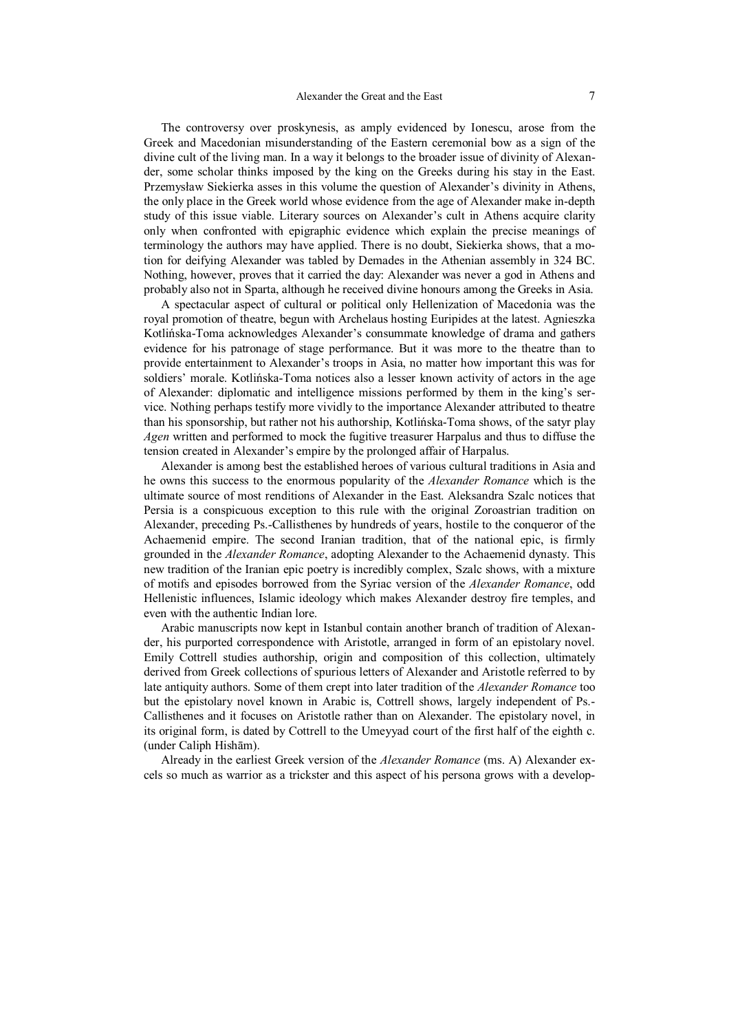The controversy over proskynesis, as amply evidenced by Ionescu, arose from the Greek and Macedonian misunderstanding of the Eastern ceremonial bow as a sign of the divine cult of the living man. In a way it belongs to the broader issue of divinity of Alexander, some scholar thinks imposed by the king on the Greeks during his stay in the East. Przemysław Siekierka asses in this volume the question of Alexander's divinity in Athens, the only place in the Greek world whose evidence from the age of Alexander make in-depth study of this issue viable. Literary sources on Alexander's cult in Athens acquire clarity only when confronted with epigraphic evidence which explain the precise meanings of terminology the authors may have applied. There is no doubt, Siekierka shows, that a motion for deifying Alexander was tabled by Demades in the Athenian assembly in 324 BC. Nothing, however, proves that it carried the day: Alexander was never a god in Athens and probably also not in Sparta, although he received divine honours among the Greeks in Asia.

A spectacular aspect of cultural or political only Hellenization of Macedonia was the royal promotion of theatre, begun with Archelaus hosting Euripides at the latest. Agnieszka Kotlińska-Toma acknowledges Alexander's consummate knowledge of drama and gathers evidence for his patronage of stage performance. But it was more to the theatre than to provide entertainment to Alexander's troops in Asia, no matter how important this was for soldiers' morale. Kotlińska-Toma notices also a lesser known activity of actors in the age of Alexander: diplomatic and intelligence missions performed by them in the king's service. Nothing perhaps testify more vividly to the importance Alexander attributed to theatre than his sponsorship, but rather not his authorship, Kotlińska-Toma shows, of the satyr play *Agen* written and performed to mock the fugitive treasurer Harpalus and thus to diffuse the tension created in Alexander's empire by the prolonged affair of Harpalus.

Alexander is among best the established heroes of various cultural traditions in Asia and he owns this success to the enormous popularity of the *Alexander Romance* which is the ultimate source of most renditions of Alexander in the East. Aleksandra Szalc notices that Persia is a conspicuous exception to this rule with the original Zoroastrian tradition on Alexander, preceding Ps.-Callisthenes by hundreds of years, hostile to the conqueror of the Achaemenid empire. The second Iranian tradition, that of the national epic, is firmly grounded in the *Alexander Romance*, adopting Alexander to the Achaemenid dynasty. This new tradition of the Iranian epic poetry is incredibly complex, Szalc shows, with a mixture of motifs and episodes borrowed from the Syriac version of the *Alexander Romance*, odd Hellenistic influences, Islamic ideology which makes Alexander destroy fire temples, and even with the authentic Indian lore.

Arabic manuscripts now kept in Istanbul contain another branch of tradition of Alexander, his purported correspondence with Aristotle, arranged in form of an epistolary novel. Emily Cottrell studies authorship, origin and composition of this collection, ultimately derived from Greek collections of spurious letters of Alexander and Aristotle referred to by late antiquity authors. Some of them crept into later tradition of the *Alexander Romance* too but the epistolary novel known in Arabic is, Cottrell shows, largely independent of Ps.-Callisthenes and it focuses on Aristotle rather than on Alexander. The epistolary novel, in its original form, is dated by Cottrell to the Umeyyad court of the first half of the eighth c. (under Caliph Hishām).

Already in the earliest Greek version of the *Alexander Romance* (ms. A) Alexander excels so much as warrior as a trickster and this aspect of his persona grows with a develop-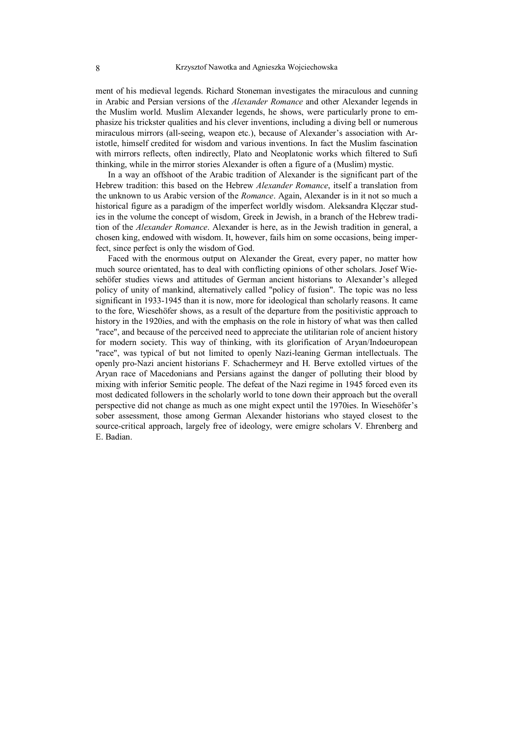ment of his medieval legends. Richard Stoneman investigates the miraculous and cunning in Arabic and Persian versions of the *Alexander Romance* and other Alexander legends in the Muslim world. Muslim Alexander legends, he shows, were particularly prone to emphasize his trickster qualities and his clever inventions, including a diving bell or numerous miraculous mirrors (all-seeing, weapon etc.), because of Alexander's association with Aristotle, himself credited for wisdom and various inventions. In fact the Muslim fascination with mirrors reflects, often indirectly, Plato and Neoplatonic works which filtered to Sufi thinking, while in the mirror stories Alexander is often a figure of a (Muslim) mystic.

In a way an offshoot of the Arabic tradition of Alexander is the significant part of the Hebrew tradition: this based on the Hebrew *Alexander Romance*, itself a translation from the unknown to us Arabic version of the *Romance*. Again, Alexander is in it not so much a historical figure as a paradigm of the imperfect worldly wisdom. Aleksandra Klęczar studies in the volume the concept of wisdom, Greek in Jewish, in a branch of the Hebrew tradition of the *Alexander Romance*. Alexander is here, as in the Jewish tradition in general, a chosen king, endowed with wisdom. It, however, fails him on some occasions, being imperfect, since perfect is only the wisdom of God.

Faced with the enormous output on Alexander the Great, every paper, no matter how much source orientated, has to deal with conflicting opinions of other scholars. Josef Wiesehöfer studies views and attitudes of German ancient historians to Alexander's alleged policy of unity of mankind, alternatively called "policy of fusion". The topic was no less significant in 1933-1945 than it is now, more for ideological than scholarly reasons. It came to the fore, Wiesehöfer shows, as a result of the departure from the positivistic approach to history in the 1920ies, and with the emphasis on the role in history of what was then called "race", and because of the perceived need to appreciate the utilitarian role of ancient history for modern society. This way of thinking, with its glorification of Aryan/Indoeuropean "race", was typical of but not limited to openly Nazi-leaning German intellectuals. The openly pro-Nazi ancient historians F. Schachermeyr and H. Berve extolled virtues of the Aryan race of Macedonians and Persians against the danger of polluting their blood by mixing with inferior Semitic people. The defeat of the Nazi regime in 1945 forced even its most dedicated followers in the scholarly world to tone down their approach but the overall perspective did not change as much as one might expect until the 1970ies. In Wiesehöfer's sober assessment, those among German Alexander historians who stayed closest to the source-critical approach, largely free of ideology, were emigre scholars V. Ehrenberg and E. Badian.